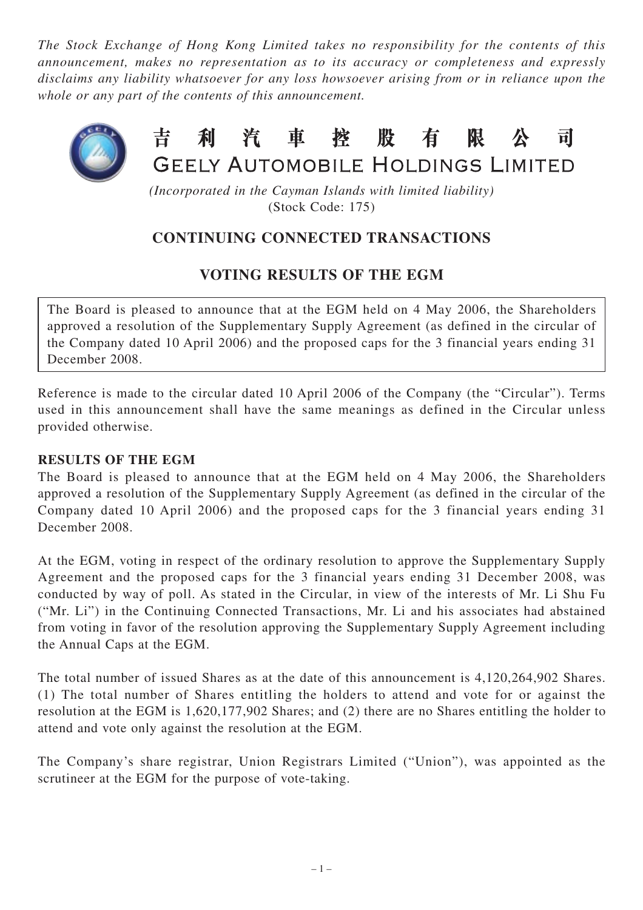*The Stock Exchange of Hong Kong Limited takes no responsibility for the contents of this announcement, makes no representation as to its accuracy or completeness and expressly disclaims any liability whatsoever for any loss howsoever arising from or in reliance upon the whole or any part of the contents of this announcement.*

# 吉利汽車控股有限公司
# GEELY AUTOMOBILE HOLDINGS LIMITED

*(Incorporated in the Cayman Islands with limited liability)*
(Stock Code: 175)

## CONTINUING CONNECTED TRANSACTIONS

## VOTING RESULTS OF THE EGM

The Board is pleased to announce that at the EGM held on 4 May 2006, the Shareholders approved a resolution of the Supplementary Supply Agreement (as defined in the circular of the Company dated 10 April 2006) and the proposed caps for the 3 financial years ending 31 December 2008.

Reference is made to the circular dated 10 April 2006 of the Company (the "Circular"). Terms used in this announcement shall have the same meanings as defined in the Circular unless provided otherwise.

**RESULTS OF THE EGM**

The Board is pleased to announce that at the EGM held on 4 May 2006, the Shareholders approved a resolution of the Supplementary Supply Agreement (as defined in the circular of the Company dated 10 April 2006) and the proposed caps for the 3 financial years ending 31 December 2008.

At the EGM, voting in respect of the ordinary resolution to approve the Supplementary Supply Agreement and the proposed caps for the 3 financial years ending 31 December 2008, was conducted by way of poll. As stated in the Circular, in view of the interests of Mr. Li Shu Fu ("Mr. Li") in the Continuing Connected Transactions, Mr. Li and his associates had abstained from voting in favor of the resolution approving the Supplementary Supply Agreement including the Annual Caps at the EGM.

The total number of issued Shares as at the date of this announcement is 4,120,264,902 Shares. (1) The total number of Shares entitling the holders to attend and vote for or against the resolution at the EGM is 1,620,177,902 Shares; and (2) there are no Shares entitling the holder to attend and vote only against the resolution at the EGM.

The Company's share registrar, Union Registrars Limited ("Union"), was appointed as the scrutineer at the EGM for the purpose of vote-taking.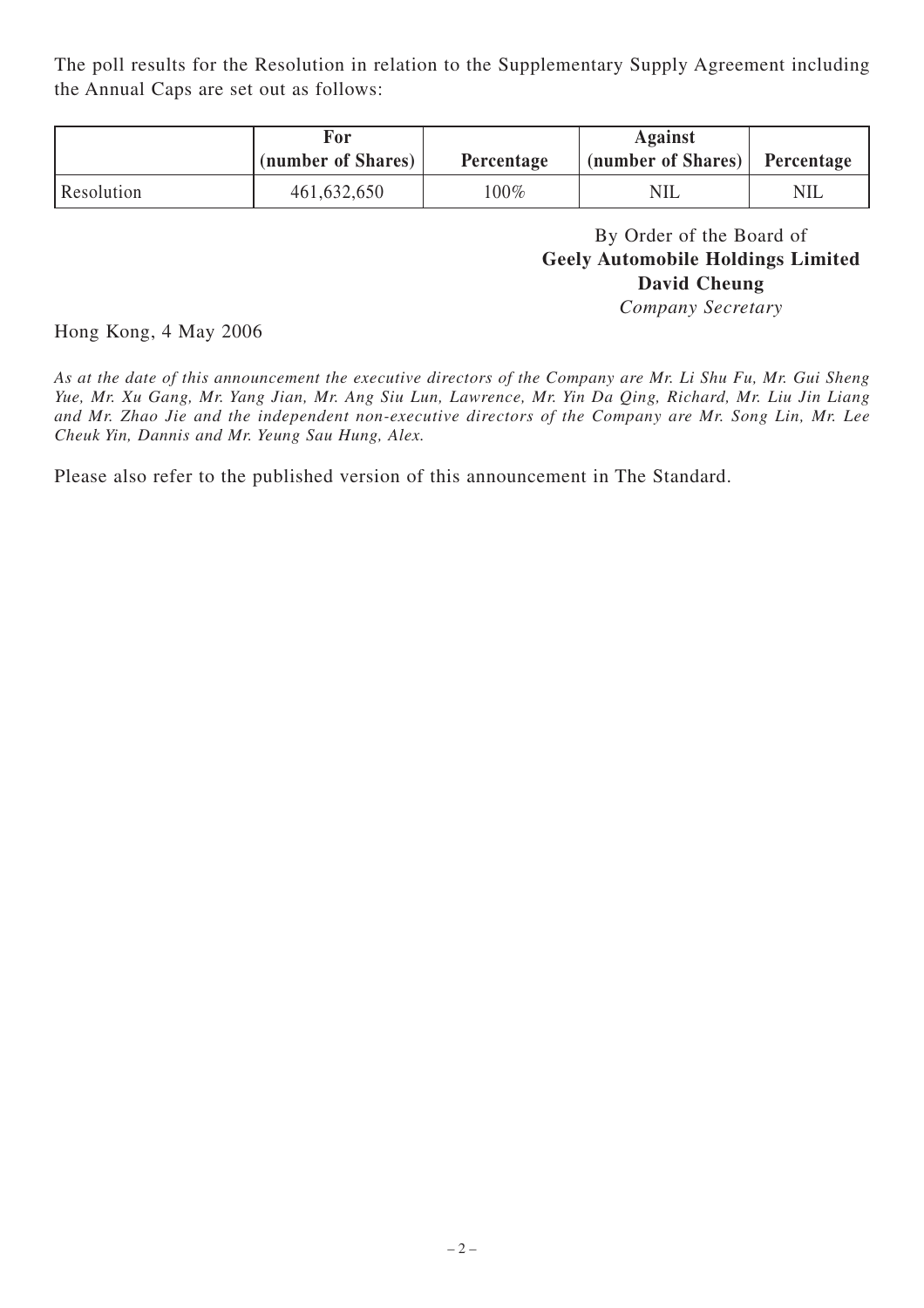The poll results for the Resolution in relation to the Supplementary Supply Agreement including the Annual Caps are set out as follows:

| | For (number of Shares) | Percentage | Against (number of Shares) | Percentage |
|---|---|---|---|---|
| Resolution | 461,632,650 | 100% | NIL | NIL |

By Order of the Board of
**Geely Automobile Holdings Limited**
**David Cheung**
*Company Secretary*

Hong Kong, 4 May 2006

*As at the date of this announcement the executive directors of the Company are Mr. Li Shu Fu, Mr. Gui Sheng Yue, Mr. Xu Gang, Mr. Yang Jian, Mr. Ang Siu Lun, Lawrence, Mr. Yin Da Qing, Richard, Mr. Liu Jin Liang and Mr. Zhao Jie and the independent non-executive directors of the Company are Mr. Song Lin, Mr. Lee Cheuk Yin, Dannis and Mr. Yeung Sau Hung, Alex.*

Please also refer to the published version of this announcement in The Standard.